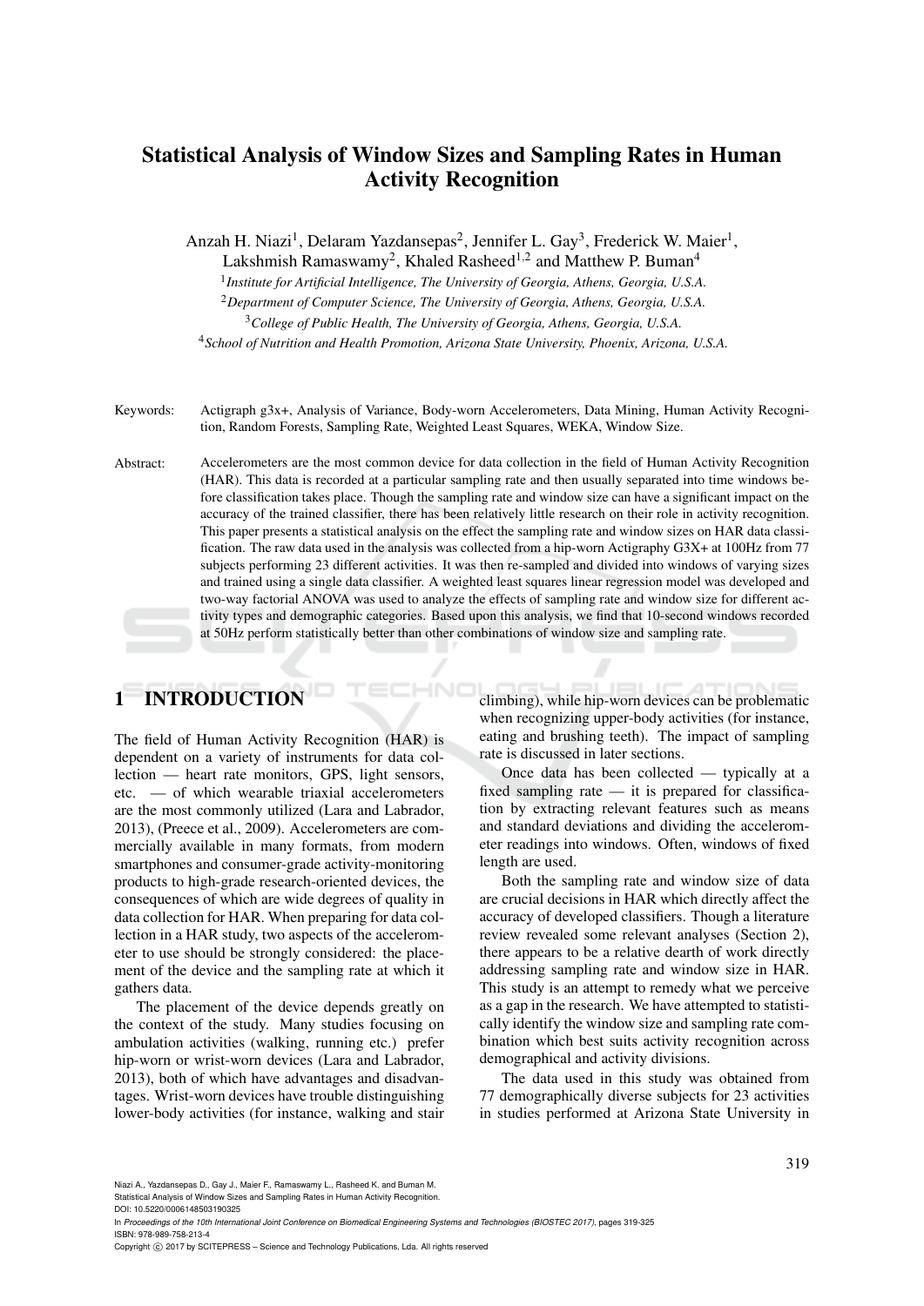# Statistical Analysis of Window Sizes and Sampling Rates in Human Activity Recognition

Anzah H. Niazi[1], Delaram Yazdansepas[2], Jennifer L. Gay[3], Frederick W. Maier[1], Lakshmish Ramaswamy[2], Khaled Rasheed[1,2] and Matthew P. Buman[4]

[1]*Institute for Artificial Intelligence, The University of Georgia, Athens, Georgia, U.S.A.*

[2]*Department of Computer Science, The University of Georgia, Athens, Georgia, U.S.A.*

[3]*College of Public Health, The University of Georgia, Athens, Georgia, U.S.A.*

[4]*School of Nutrition and Health Promotion, Arizona State University, Phoenix, Arizona, U.S.A.*

Keywords: Actigraph g3x+, Analysis of Variance, Body-worn Accelerometers, Data Mining, Human Activity Recognition, Random Forests, Sampling Rate, Weighted Least Squares, WEKA, Window Size.

Abstract: Accelerometers are the most common device for data collection in the field of Human Activity Recognition (HAR). This data is recorded at a particular sampling rate and then usually separated into time windows before classification takes place. Though the sampling rate and window size can have a significant impact on the accuracy of the trained classifier, there has been relatively little research on their role in activity recognition. This paper presents a statistical analysis on the effect the sampling rate and window sizes on HAR data classification. The raw data used in the analysis was collected from a hip-worn Actigraphy G3X+ at 100Hz from 77 subjects performing 23 different activities. It was then re-sampled and divided into windows of varying sizes and trained using a single data classifier. A weighted least squares linear regression model was developed and two-way factorial ANOVA was used to analyze the effects of sampling rate and window size for different activity types and demographic categories. Based upon this analysis, we find that 10-second windows recorded at 50Hz perform statistically better than other combinations of window size and sampling rate.

## 1 INTRODUCTION

The field of Human Activity Recognition (HAR) is dependent on a variety of instruments for data collection — heart rate monitors, GPS, light sensors, etc. — of which wearable triaxial accelerometers are the most commonly utilized (Lara and Labrador, 2013), (Preece et al., 2009). Accelerometers are commercially available in many formats, from modern smartphones and consumer-grade activity-monitoring products to high-grade research-oriented devices, the consequences of which are wide degrees of quality in data collection for HAR. When preparing for data collection in a HAR study, two aspects of the accelerometer to use should be strongly considered: the placement of the device and the sampling rate at which it gathers data.

The placement of the device depends greatly on the context of the study. Many studies focusing on ambulation activities (walking, running etc.) prefer hip-worn or wrist-worn devices (Lara and Labrador, 2013), both of which have advantages and disadvantages. Wrist-worn devices have trouble distinguishing lower-body activities (for instance, walking and stair climbing), while hip-worn devices can be problematic when recognizing upper-body activities (for instance, eating and brushing teeth). The impact of sampling rate is discussed in later sections.

Once data has been collected — typically at a fixed sampling rate — it is prepared for classification by extracting relevant features such as means and standard deviations and dividing the accelerometer readings into windows. Often, windows of fixed length are used.

Both the sampling rate and window size of data are crucial decisions in HAR which directly affect the accuracy of developed classifiers. Though a literature review revealed some relevant analyses (Section 2), there appears to be a relative dearth of work directly addressing sampling rate and window size in HAR. This study is an attempt to remedy what we perceive as a gap in the research. We have attempted to statistically identify the window size and sampling rate combination which best suits activity recognition across demographical and activity divisions.

The data used in this study was obtained from 77 demographically diverse subjects for 23 activities in studies performed at Arizona State University in

Niazi A., Yazdansepas D., Gay J., Maier F., Ramaswamy L., Rasheed K. and Buman M.
Statistical Analysis of Window Sizes and Sampling Rates in Human Activity Recognition.
DOI: 10.5220/0006148503190325
In *Proceedings of the 10th International Joint Conference on Biomedical Engineering Systems and Technologies (BIOSTEC 2017)*, pages 319-325
ISBN: 978-989-758-213-4
Copyright © 2017 by SCITEPRESS – Science and Technology Publications, Lda. All rights reserved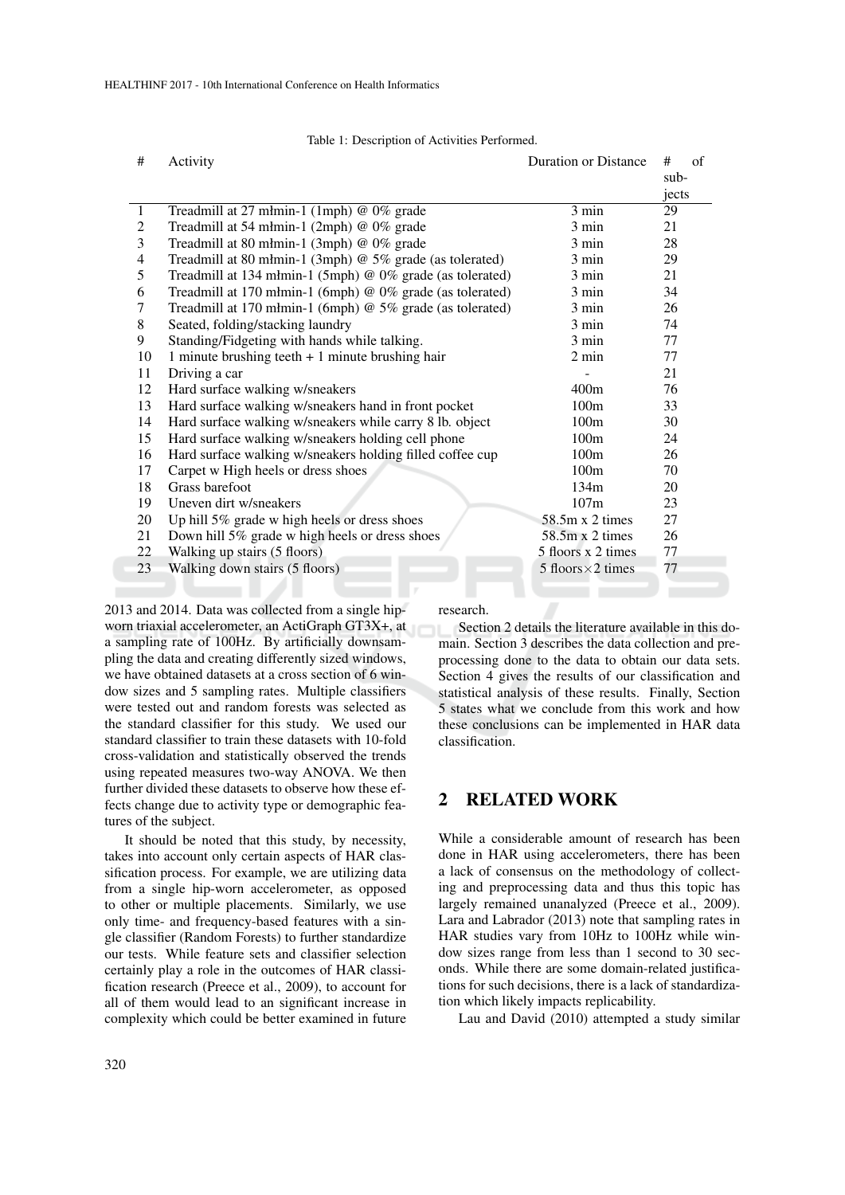Table 1: Description of Activities Performed.

| # | Activity | Duration or Distance | # of subjects |
|---|---|---|---|
| 1 | Treadmill at 27 młmin-1 (1mph) @ 0% grade | 3 min | 29 |
| 2 | Treadmill at 54 młmin-1 (2mph) @ 0% grade | 3 min | 21 |
| 3 | Treadmill at 80 młmin-1 (3mph) @ 0% grade | 3 min | 28 |
| 4 | Treadmill at 80 młmin-1 (3mph) @ 5% grade (as tolerated) | 3 min | 29 |
| 5 | Treadmill at 134 młmin-1 (5mph) @ 0% grade (as tolerated) | 3 min | 21 |
| 6 | Treadmill at 170 młmin-1 (6mph) @ 0% grade (as tolerated) | 3 min | 34 |
| 7 | Treadmill at 170 młmin-1 (6mph) @ 5% grade (as tolerated) | 3 min | 26 |
| 8 | Seated, folding/stacking laundry | 3 min | 74 |
| 9 | Standing/Fidgeting with hands while talking. | 3 min | 77 |
| 10 | 1 minute brushing teeth + 1 minute brushing hair | 2 min | 77 |
| 11 | Driving a car | - | 21 |
| 12 | Hard surface walking w/sneakers | 400m | 76 |
| 13 | Hard surface walking w/sneakers hand in front pocket | 100m | 33 |
| 14 | Hard surface walking w/sneakers while carry 8 lb. object | 100m | 30 |
| 15 | Hard surface walking w/sneakers holding cell phone | 100m | 24 |
| 16 | Hard surface walking w/sneakers holding filled coffee cup | 100m | 26 |
| 17 | Carpet w High heels or dress shoes | 100m | 70 |
| 18 | Grass barefoot | 134m | 20 |
| 19 | Uneven dirt w/sneakers | 107m | 23 |
| 20 | Up hill 5% grade w high heels or dress shoes | 58.5m x 2 times | 27 |
| 21 | Down hill 5% grade w high heels or dress shoes | 58.5m x 2 times | 26 |
| 22 | Walking up stairs (5 floors) | 5 floors x 2 times | 77 |
| 23 | Walking down stairs (5 floors) | 5 floors×2 times | 77 |

2013 and 2014. Data was collected from a single hip-worn triaxial accelerometer, an ActiGraph GT3X+, at a sampling rate of 100Hz. By artificially downsampling the data and creating differently sized windows, we have obtained datasets at a cross section of 6 window sizes and 5 sampling rates. Multiple classifiers were tested out and random forests was selected as the standard classifier for this study. We used our standard classifier to train these datasets with 10-fold cross-validation and statistically observed the trends using repeated measures two-way ANOVA. We then further divided these datasets to observe how these effects change due to activity type or demographic features of the subject.

It should be noted that this study, by necessity, takes into account only certain aspects of HAR classification process. For example, we are utilizing data from a single hip-worn accelerometer, as opposed to other or multiple placements. Similarly, we use only time- and frequency-based features with a single classifier (Random Forests) to further standardize our tests. While feature sets and classifier selection certainly play a role in the outcomes of HAR classification research (Preece et al., 2009), to account for all of them would lead to an significant increase in complexity which could be better examined in future research.

Section 2 details the literature available in this domain. Section 3 describes the data collection and preprocessing done to the data to obtain our data sets. Section 4 gives the results of our classification and statistical analysis of these results. Finally, Section 5 states what we conclude from this work and how these conclusions can be implemented in HAR data classification.

## 2 RELATED WORK

While a considerable amount of research has been done in HAR using accelerometers, there has been a lack of consensus on the methodology of collecting and preprocessing data and thus this topic has largely remained unanalyzed (Preece et al., 2009). Lara and Labrador (2013) note that sampling rates in HAR studies vary from 10Hz to 100Hz while window sizes range from less than 1 second to 30 seconds. While there are some domain-related justifications for such decisions, there is a lack of standardization which likely impacts replicability.

Lau and David (2010) attempted a study similar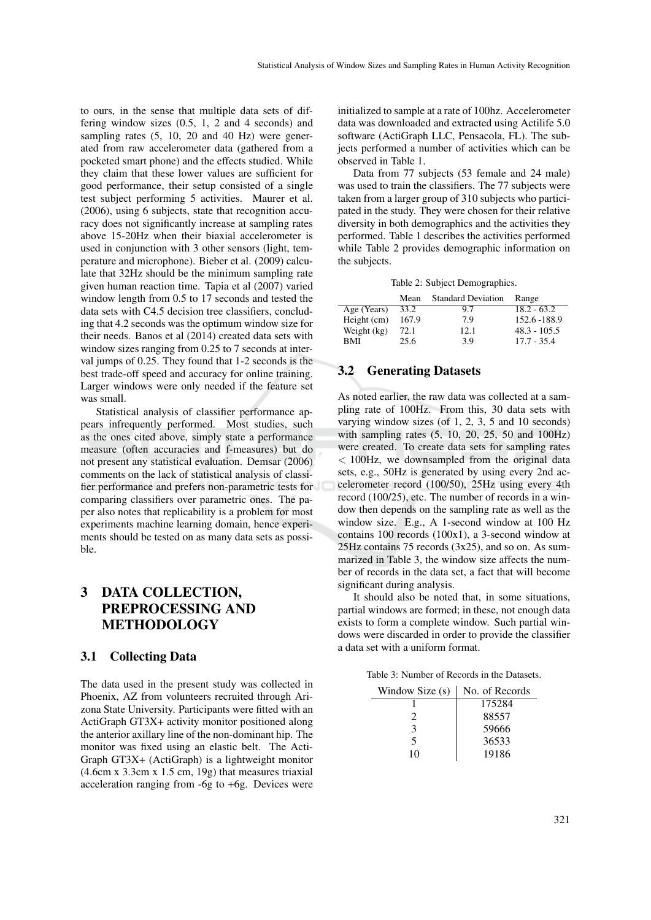to ours, in the sense that multiple data sets of differing window sizes (0.5, 1, 2 and 4 seconds) and sampling rates (5, 10, 20 and 40 Hz) were generated from raw accelerometer data (gathered from a pocketed smart phone) and the effects studied. While they claim that these lower values are sufficient for good performance, their setup consisted of a single test subject performing 5 activities. Maurer et al. (2006), using 6 subjects, state that recognition accuracy does not significantly increase at sampling rates above 15-20Hz when their biaxial accelerometer is used in conjunction with 3 other sensors (light, temperature and microphone). Bieber et al. (2009) calculate that 32Hz should be the minimum sampling rate given human reaction time. Tapia et al (2007) varied window length from 0.5 to 17 seconds and tested the data sets with C4.5 decision tree classifiers, concluding that 4.2 seconds was the optimum window size for their needs. Banos et al (2014) created data sets with window sizes ranging from 0.25 to 7 seconds at interval jumps of 0.25. They found that 1-2 seconds is the best trade-off speed and accuracy for online training. Larger windows were only needed if the feature set was small.

Statistical analysis of classifier performance appears infrequently performed. Most studies, such as the ones cited above, simply state a performance measure (often accuracies and f-measures) but do not present any statistical evaluation. Demsar (2006) comments on the lack of statistical analysis of classifier performance and prefers non-parametric tests for comparing classifiers over parametric ones. The paper also notes that replicability is a problem for most experiments machine learning domain, hence experiments should be tested on as many data sets as possible.

# 3 DATA COLLECTION, PREPROCESSING AND METHODOLOGY

## 3.1 Collecting Data

The data used in the present study was collected in Phoenix, AZ from volunteers recruited through Arizona State University. Participants were fitted with an ActiGraph GT3X+ activity monitor positioned along the anterior axillary line of the non-dominant hip. The monitor was fixed using an elastic belt. The ActiGraph GT3X+ (ActiGraph) is a lightweight monitor (4.6cm x 3.3cm x 1.5 cm, 19g) that measures triaxial acceleration ranging from -6g to +6g. Devices were initialized to sample at a rate of 100hz. Accelerometer data was downloaded and extracted using Actilife 5.0 software (ActiGraph LLC, Pensacola, FL). The subjects performed a number of activities which can be observed in Table 1.

Data from 77 subjects (53 female and 24 male) was used to train the classifiers. The 77 subjects were taken from a larger group of 310 subjects who participated in the study. They were chosen for their relative diversity in both demographics and the activities they performed. Table 1 describes the activities performed while Table 2 provides demographic information on the subjects.

Table 2: Subject Demographics.

| | Mean | Standard Deviation | Range |
|---|---|---|---|
| Age (Years) | 33.2 | 9.7 | 18.2 - 63.2 |
| Height (cm) | 167.9 | 7.9 | 152.6 -188.9 |
| Weight (kg) | 72.1 | 12.1 | 48.3 - 105.5 |
| BMI | 25.6 | 3.9 | 17.7 - 35.4 |

## 3.2 Generating Datasets

As noted earlier, the raw data was collected at a sampling rate of 100Hz. From this, 30 data sets with varying window sizes (of 1, 2, 3, 5 and 10 seconds) with sampling rates (5, 10, 20, 25, 50 and 100Hz) were created. To create data sets for sampling rates $< 100$Hz, we downsampled from the original data sets, e.g., 50Hz is generated by using every 2nd accelerometer record (100/50), 25Hz using every 4th record (100/25), etc. The number of records in a window then depends on the sampling rate as well as the window size. E.g., A 1-second window at 100 Hz contains 100 records (100x1), a 3-second window at 25Hz contains 75 records (3x25), and so on. As summarized in Table 3, the window size affects the number of records in the data set, a fact that will become significant during analysis.

It should also be noted that, in some situations, partial windows are formed; in these, not enough data exists to form a complete window. Such partial windows were discarded in order to provide the classifier a data set with a uniform format.

Table 3: Number of Records in the Datasets.

| Window Size (s) | No. of Records |
|---|---|
| 1 | 175284 |
| 2 | 88557 |
| 3 | 59666 |
| 5 | 36533 |
| 10 | 19186 |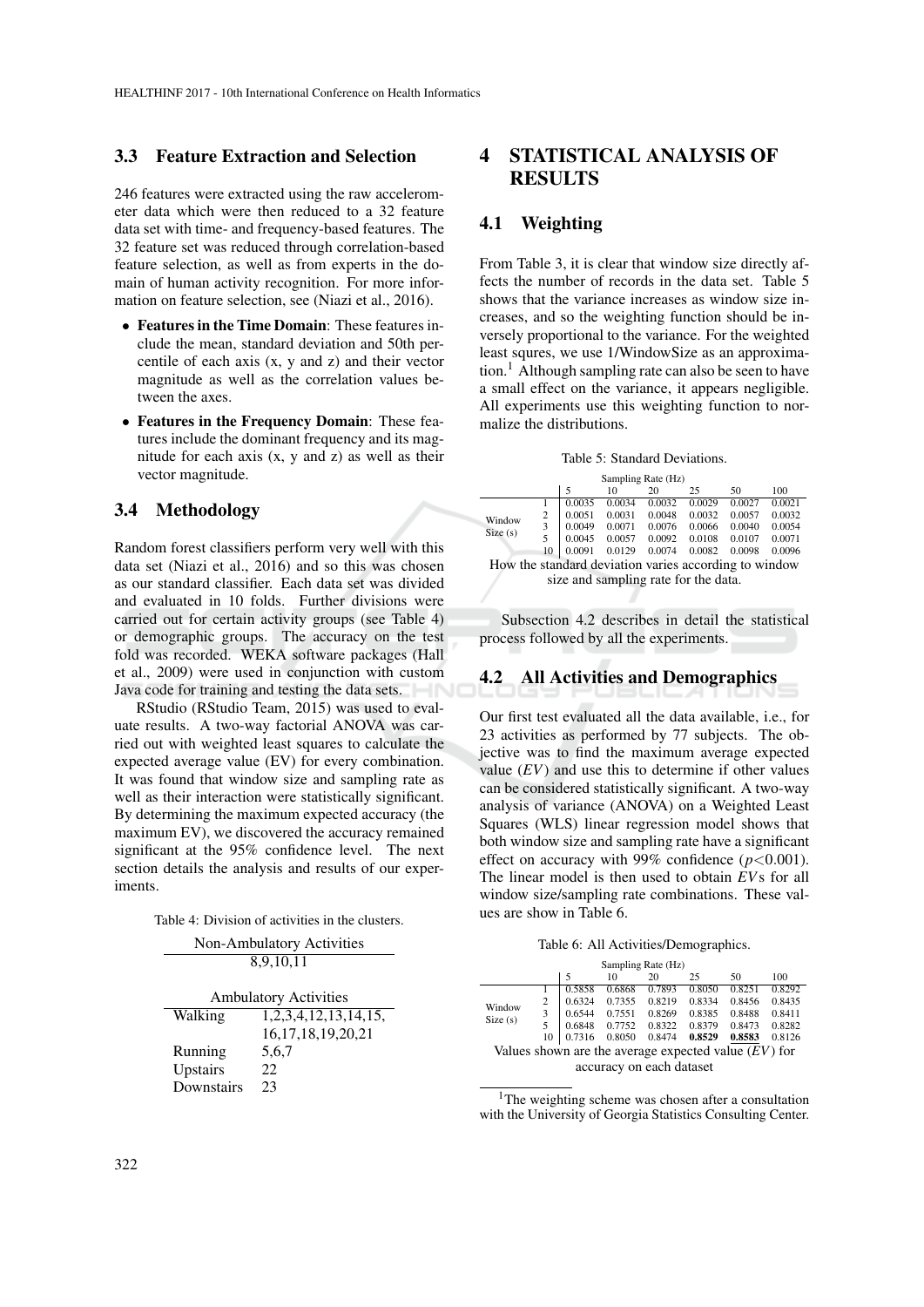### 3.3 Feature Extraction and Selection

246 features were extracted using the raw accelerometer data which were then reduced to a 32 feature data set with time- and frequency-based features. The 32 feature set was reduced through correlation-based feature selection, as well as from experts in the domain of human activity recognition. For more information on feature selection, see (Niazi et al., 2016).

- **Features in the Time Domain**: These features include the mean, standard deviation and 50th percentile of each axis (x, y and z) and their vector magnitude as well as the correlation values between the axes.
- **Features in the Frequency Domain**: These features include the dominant frequency and its magnitude for each axis (x, y and z) as well as their vector magnitude.

### 3.4 Methodology

Random forest classifiers perform very well with this data set (Niazi et al., 2016) and so this was chosen as our standard classifier. Each data set was divided and evaluated in 10 folds. Further divisions were carried out for certain activity groups (see Table 4) or demographic groups. The accuracy on the test fold was recorded. WEKA software packages (Hall et al., 2009) were used in conjunction with custom Java code for training and testing the data sets.

RStudio (RStudio Team, 2015) was used to evaluate results. A two-way factorial ANOVA was carried out with weighted least squares to calculate the expected average value (EV) for every combination. It was found that window size and sampling rate as well as their interaction were statistically significant. By determining the maximum expected accuracy (the maximum EV), we discovered the accuracy remained significant at the 95% confidence level. The next section details the analysis and results of our experiments.

Table 4: Division of activities in the clusters.

| Non-Ambulatory Activities | |
|---|---|
| 8,9,10,11 | |

| Ambulatory Activities | |
|---|---|
| Walking | 1,2,3,4,12,13,14,15, 16,17,18,19,20,21 |
| Running | 5,6,7 |
| Upstairs | 22 |
| Downstairs | 23 |

## 4 STATISTICAL ANALYSIS OF RESULTS

### 4.1 Weighting

From Table 3, it is clear that window size directly affects the number of records in the data set. Table 5 shows that the variance increases as window size increases, and so the weighting function should be inversely proportional to the variance. For the weighted least squres, we use 1/WindowSize as an approximation.[1] Although sampling rate can also be seen to have a small effect on the variance, it appears negligible. All experiments use this weighting function to normalize the distributions.

Table 5: Standard Deviations.

| | | Sampling Rate (Hz) | | | | | |
|---|---|---|---|---|---|---|---|
| | | 5 | 10 | 20 | 25 | 50 | 100 |
| Window Size (s) | 1 | 0.0035 | 0.0034 | 0.0032 | 0.0029 | 0.0027 | 0.0021 |
| | 2 | 0.0051 | 0.0031 | 0.0048 | 0.0032 | 0.0057 | 0.0032 |
| | 3 | 0.0049 | 0.0071 | 0.0076 | 0.0066 | 0.0040 | 0.0054 |
| | 5 | 0.0045 | 0.0057 | 0.0092 | 0.0108 | 0.0107 | 0.0071 |
| | 10 | 0.0091 | 0.0129 | 0.0074 | 0.0082 | 0.0098 | 0.0096 |

How the standard deviation varies according to window size and sampling rate for the data.

Subsection 4.2 describes in detail the statistical process followed by all the experiments.

### 4.2 All Activities and Demographics

Our first test evaluated all the data available, i.e., for 23 activities as performed by 77 subjects. The objective was to find the maximum average expected value ($EV$) and use this to determine if other values can be considered statistically significant. A two-way analysis of variance (ANOVA) on a Weighted Least Squares (WLS) linear regression model shows that both window size and sampling rate have a significant effect on accuracy with 99% confidence ($p<0.001$). The linear model is then used to obtain $EV$s for all window size/sampling rate combinations. These values are show in Table 6.

Table 6: All Activities/Demographics.

| | | Sampling Rate (Hz) | | | | | |
|---|---|---|---|---|---|---|---|
| | | 5 | 10 | 20 | 25 | 50 | 100 |
| Window Size (s) | 1 | 0.5858 | 0.6868 | 0.7893 | 0.8050 | 0.8251 | 0.8292 |
| | 2 | 0.6324 | 0.7355 | 0.8219 | 0.8334 | 0.8456 | 0.8435 |
| | 3 | 0.6544 | 0.7551 | 0.8269 | 0.8385 | 0.8488 | 0.8411 |
| | 5 | 0.6848 | 0.7752 | 0.8322 | 0.8379 | 0.8473 | 0.8282 |
| | 10 | 0.7316 | 0.8050 | 0.8474 | **0.8529** | **0.8583** | 0.8126 |

Values shown are the average expected value ($EV$) for accuracy on each dataset

[1] The weighting scheme was chosen after a consultation with the University of Georgia Statistics Consulting Center.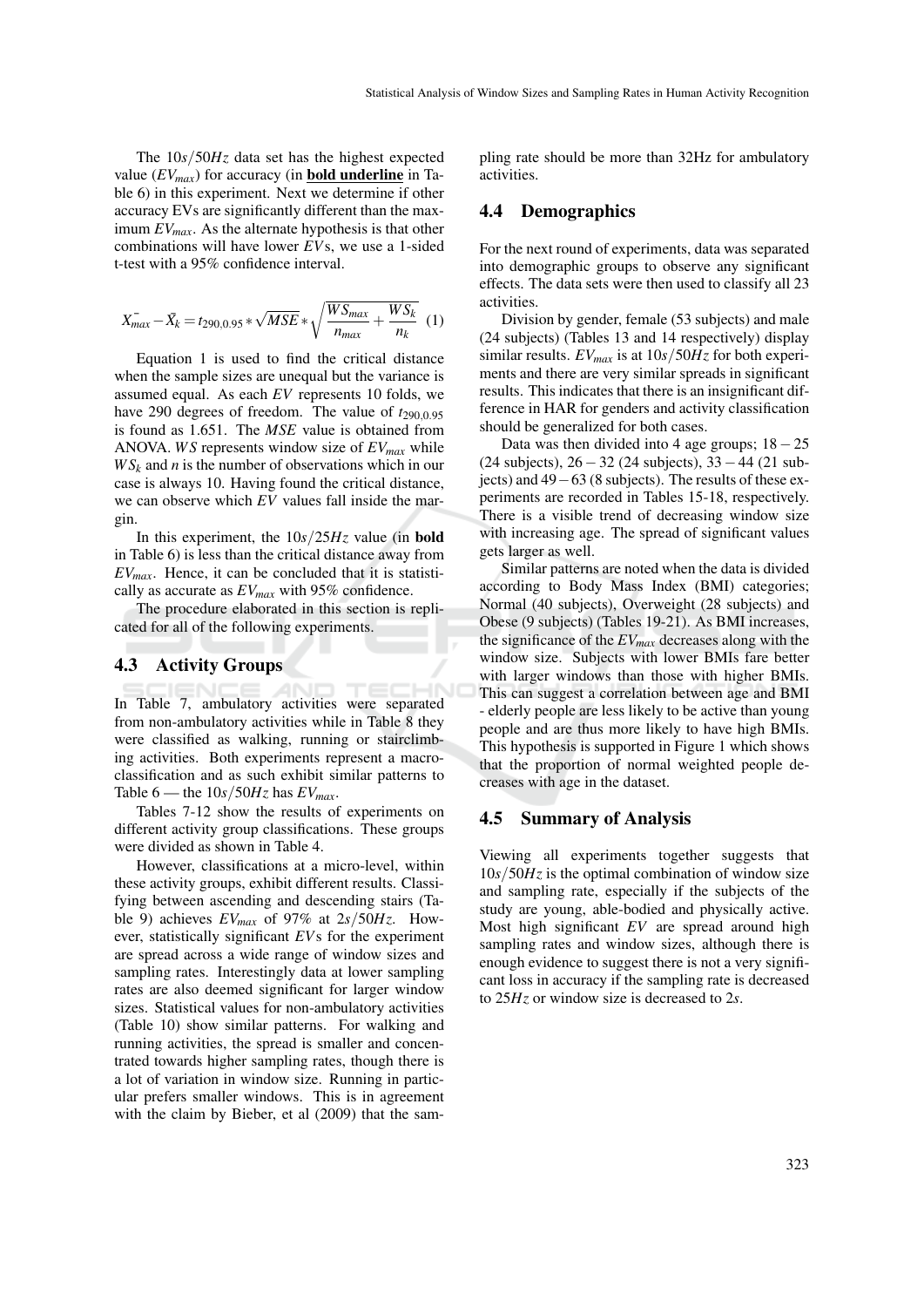The $10s/50Hz$ data set has the highest expected value ($EV_{max}$) for accuracy (in **bold underline** in Table 6) in this experiment. Next we determine if other accuracy EVs are significantly different than the maximum $EV_{max}$. As the alternate hypothesis is that other combinations will have lower $EV$s, we use a 1-sided t-test with a 95% confidence interval.

$$\bar{X}_{max} - \bar{X}_k = t_{290,0.95} * \sqrt{MSE} * \sqrt{\frac{WS_{max}}{n_{max}} + \frac{WS_k}{n_k}} \quad (1)$$

Equation 1 is used to find the critical distance when the sample sizes are unequal but the variance is assumed equal. As each $EV$ represents 10 folds, we have 290 degrees of freedom. The value of $t_{290,0.95}$ is found as 1.651. The $MSE$ value is obtained from ANOVA. $WS$ represents window size of $EV_{max}$ while $WS_k$ and $n$ is the number of observations which in our case is always 10. Having found the critical distance, we can observe which $EV$ values fall inside the margin.

In this experiment, the $10s/25Hz$ value (in **bold** in Table 6) is less than the critical distance away from $EV_{max}$. Hence, it can be concluded that it is statistically as accurate as $EV_{max}$ with 95% confidence.

The procedure elaborated in this section is replicated for all of the following experiments.

### 4.3 Activity Groups

In Table 7, ambulatory activities were separated from non-ambulatory activities while in Table 8 they were classified as walking, running or stairclimbing activities. Both experiments represent a macro-classification and as such exhibit similar patterns to Table 6 — the $10s/50Hz$ has $EV_{max}$.

Tables 7-12 show the results of experiments on different activity group classifications. These groups were divided as shown in Table 4.

However, classifications at a micro-level, within these activity groups, exhibit different results. Classifying between ascending and descending stairs (Table 9) achieves $EV_{max}$ of 97% at $2s/50Hz$. However, statistically significant $EV$s for the experiment are spread across a wide range of window sizes and sampling rates. Interestingly data at lower sampling rates are also deemed significant for larger window sizes. Statistical values for non-ambulatory activities (Table 10) show similar patterns. For walking and running activities, the spread is smaller and concentrated towards higher sampling rates, though there is a lot of variation in window size. Running in particular prefers smaller windows. This is in agreement with the claim by Bieber, et al (2009) that the sampling rate should be more than 32Hz for ambulatory activities.

### 4.4 Demographics

For the next round of experiments, data was separated into demographic groups to observe any significant effects. The data sets were then used to classify all 23 activities.

Division by gender, female (53 subjects) and male (24 subjects) (Tables 13 and 14 respectively) display similar results. $EV_{max}$ is at $10s/50Hz$ for both experiments and there are very similar spreads in significant results. This indicates that there is an insignificant difference in HAR for genders and activity classification should be generalized for both cases.

Data was then divided into 4 age groups; $18-25$ (24 subjects), $26-32$ (24 subjects), $33-44$ (21 subjects) and $49-63$ (8 subjects). The results of these experiments are recorded in Tables 15-18, respectively. There is a visible trend of decreasing window size with increasing age. The spread of significant values gets larger as well.

Similar patterns are noted when the data is divided according to Body Mass Index (BMI) categories; Normal (40 subjects), Overweight (28 subjects) and Obese (9 subjects) (Tables 19-21). As BMI increases, the significance of the $EV_{max}$ decreases along with the window size. Subjects with lower BMIs fare better with larger windows than those with higher BMIs. This can suggest a correlation between age and BMI - elderly people are less likely to be active than young people and are thus more likely to have high BMIs. This hypothesis is supported in Figure 1 which shows that the proportion of normal weighted people decreases with age in the dataset.

### 4.5 Summary of Analysis

Viewing all experiments together suggests that $10s/50Hz$ is the optimal combination of window size and sampling rate, especially if the subjects of the study are young, able-bodied and physically active. Most high significant $EV$ are spread around high sampling rates and window sizes, although there is enough evidence to suggest there is not a very significant loss in accuracy if the sampling rate is decreased to $25Hz$ or window size is decreased to $2s$.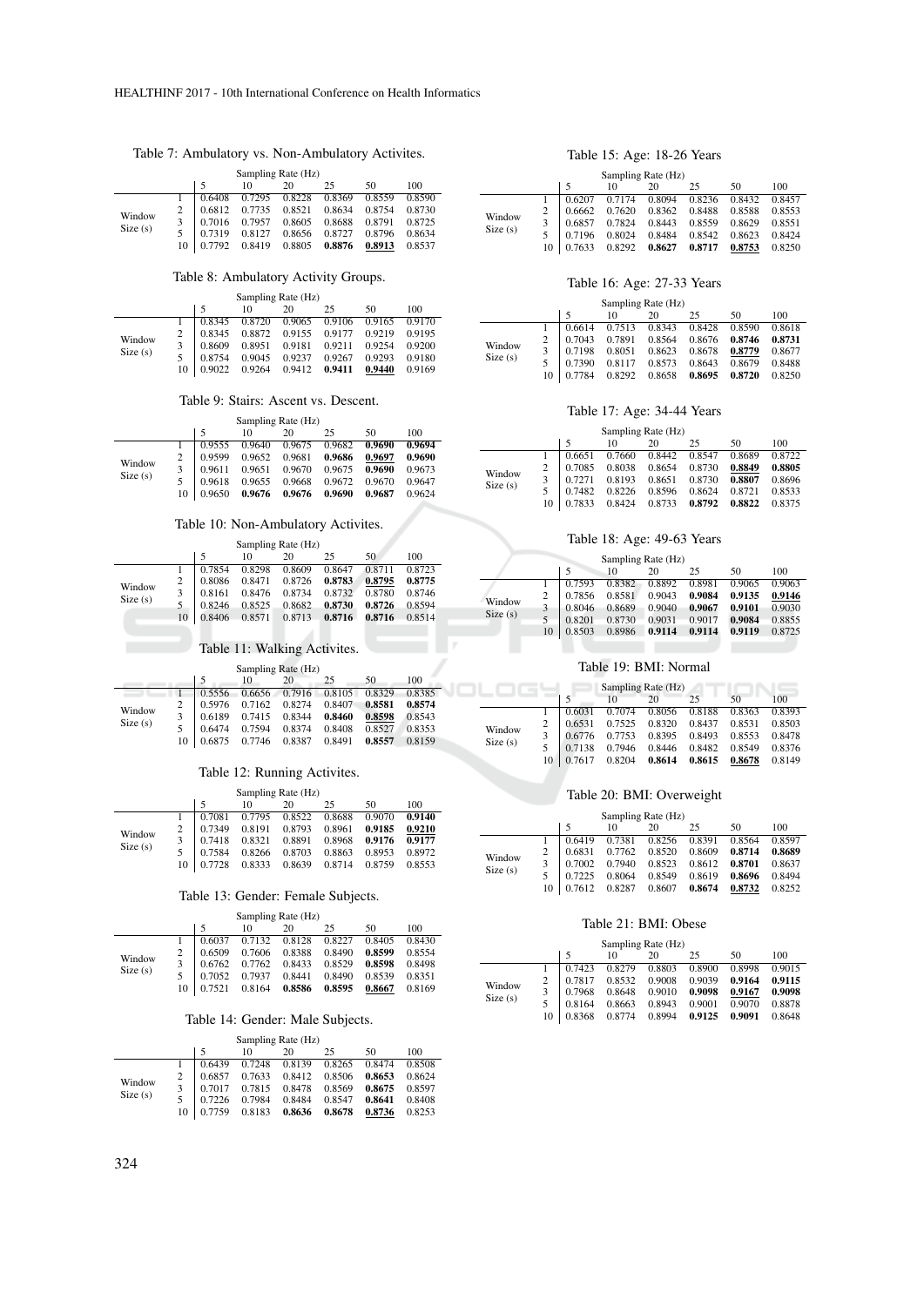Table 7: Ambulatory vs. Non-Ambulatory Activites.

| | | Sampling Rate (Hz) | | | | | |
|---|---|---|---|---|---|---|---|
| | | 5 | 10 | 20 | 25 | 50 | 100 |
| Window Size (s) | 1 | 0.6408 | 0.7295 | 0.8228 | 0.8369 | 0.8559 | 0.8590 |
| | 2 | 0.6812 | 0.7735 | 0.8521 | 0.8634 | 0.8754 | 0.8730 |
| | 3 | 0.7016 | 0.7957 | 0.8605 | 0.8688 | 0.8791 | 0.8725 |
| | 5 | 0.7319 | 0.8127 | 0.8656 | 0.8727 | 0.8796 | 0.8634 |
| | 10 | 0.7792 | 0.8419 | 0.8805 | **0.8876** | **0.8913** | 0.8537 |

Table 8: Ambulatory Activity Groups.

| | | Sampling Rate (Hz) | | | | | |
|---|---|---|---|---|---|---|---|
| | | 5 | 10 | 20 | 25 | 50 | 100 |
| Window Size (s) | 1 | 0.8345 | 0.8720 | 0.9065 | 0.9106 | 0.9165 | 0.9170 |
| | 2 | 0.8345 | 0.8872 | 0.9155 | 0.9177 | 0.9219 | 0.9195 |
| | 3 | 0.8609 | 0.8951 | 0.9181 | 0.9211 | 0.9254 | 0.9200 |
| | 5 | 0.8754 | 0.9045 | 0.9237 | 0.9267 | 0.9293 | 0.9180 |
| | 10 | 0.9022 | 0.9264 | 0.9412 | **0.9411** | **0.9440** | 0.9169 |

Table 9: Stairs: Ascent vs. Descent.

| | | Sampling Rate (Hz) | | | | | |
|---|---|---|---|---|---|---|---|
| | | 5 | 10 | 20 | 25 | 50 | 100 |
| Window Size (s) | 1 | 0.9555 | 0.9640 | 0.9675 | 0.9682 | **0.9690** | **0.9694** |
| | 2 | 0.9599 | 0.9652 | 0.9681 | **0.9686** | **0.9697** | **0.9690** |
| | 3 | 0.9611 | 0.9651 | 0.9670 | 0.9675 | **0.9690** | 0.9673 |
| | 5 | 0.9618 | 0.9655 | 0.9668 | 0.9672 | 0.9670 | 0.9647 |
| | 10 | 0.9650 | **0.9676** | **0.9676** | **0.9690** | **0.9687** | 0.9624 |

Table 10: Non-Ambulatory Activites.

| | | Sampling Rate (Hz) | | | | | |
|---|---|---|---|---|---|---|---|
| | | 5 | 10 | 20 | 25 | 50 | 100 |
| Window Size (s) | 1 | 0.7854 | 0.8298 | 0.8609 | 0.8647 | 0.8711 | 0.8723 |
| | 2 | 0.8086 | 0.8471 | 0.8726 | **0.8783** | **0.8795** | **0.8775** |
| | 3 | 0.8161 | 0.8476 | 0.8734 | 0.8732 | 0.8780 | 0.8746 |
| | 5 | 0.8246 | 0.8525 | 0.8682 | **0.8730** | **0.8726** | 0.8594 |
| | 10 | 0.8406 | 0.8571 | 0.8713 | **0.8716** | **0.8716** | 0.8514 |

Table 11: Walking Activites.

| | | Sampling Rate (Hz) | | | | | |
|---|---|---|---|---|---|---|---|
| | | 5 | 10 | 20 | 25 | 50 | 100 |
| Window Size (s) | 1 | 0.5556 | 0.6656 | 0.7916 | 0.8105 | 0.8329 | 0.8385 |
| | 2 | 0.5976 | 0.7162 | 0.8274 | 0.8407 | **0.8581** | **0.8574** |
| | 3 | 0.6189 | 0.7415 | 0.8344 | **0.8460** | **0.8598** | 0.8543 |
| | 5 | 0.6474 | 0.7594 | 0.8374 | 0.8408 | 0.8527 | 0.8353 |
| | 10 | 0.6875 | 0.7746 | 0.8387 | 0.8491 | **0.8557** | 0.8159 |

Table 12: Running Activites.

| | | Sampling Rate (Hz) | | | | | |
|---|---|---|---|---|---|---|---|
| | | 5 | 10 | 20 | 25 | 50 | 100 |
| Window Size (s) | 1 | 0.7081 | 0.7795 | 0.8522 | 0.8688 | 0.9070 | **0.9140** |
| | 2 | 0.7349 | 0.8191 | 0.8793 | 0.8961 | **0.9185** | **0.9210** |
| | 3 | 0.7418 | 0.8321 | 0.8891 | 0.8968 | **0.9176** | **0.9177** |
| | 5 | 0.7584 | 0.8266 | 0.8703 | 0.8863 | 0.8953 | 0.8972 |
| | 10 | 0.7728 | 0.8333 | 0.8639 | 0.8714 | 0.8759 | 0.8553 |

Table 13: Gender: Female Subjects.

| | | Sampling Rate (Hz) | | | | | |
|---|---|---|---|---|---|---|---|
| | | 5 | 10 | 20 | 25 | 50 | 100 |
| Window Size (s) | 1 | 0.6037 | 0.7132 | 0.8128 | 0.8227 | 0.8405 | 0.8430 |
| | 2 | 0.6509 | 0.7606 | 0.8388 | 0.8490 | **0.8599** | 0.8554 |
| | 3 | 0.6762 | 0.7762 | 0.8433 | 0.8529 | **0.8598** | 0.8498 |
| | 5 | 0.7052 | 0.7937 | 0.8441 | 0.8490 | 0.8539 | 0.8351 |
| | 10 | 0.7521 | 0.8164 | **0.8586** | **0.8595** | **0.8667** | 0.8169 |

Table 14: Gender: Male Subjects.

| | | Sampling Rate (Hz) | | | | | |
|---|---|---|---|---|---|---|---|
| | | 5 | 10 | 20 | 25 | 50 | 100 |
| Window Size (s) | 1 | 0.6439 | 0.7248 | 0.8139 | 0.8265 | 0.8474 | 0.8508 |
| | 2 | 0.6857 | 0.7633 | 0.8412 | 0.8506 | **0.8653** | 0.8624 |
| | 3 | 0.7017 | 0.7815 | 0.8478 | 0.8569 | **0.8675** | 0.8597 |
| | 5 | 0.7226 | 0.7984 | 0.8484 | 0.8547 | **0.8641** | 0.8408 |
| | 10 | 0.7759 | 0.8183 | **0.8636** | **0.8678** | **0.8736** | 0.8253 |

Table 15: Age: 18-26 Years

| | | Sampling Rate (Hz) | | | | | |
|---|---|---|---|---|---|---|---|
| | | 5 | 10 | 20 | 25 | 50 | 100 |
| Window Size (s) | 1 | 0.6207 | 0.7174 | 0.8094 | 0.8236 | 0.8432 | 0.8457 |
| | 2 | 0.6662 | 0.7620 | 0.8362 | 0.8488 | 0.8588 | 0.8553 |
| | 3 | 0.6857 | 0.7824 | 0.8443 | 0.8559 | 0.8629 | 0.8551 |
| | 5 | 0.7196 | 0.8024 | 0.8484 | 0.8542 | 0.8623 | 0.8424 |
| | 10 | 0.7633 | 0.8292 | **0.8627** | **0.8717** | **0.8753** | 0.8250 |

Table 16: Age: 27-33 Years

| | | Sampling Rate (Hz) | | | | | |
|---|---|---|---|---|---|---|---|
| | | 5 | 10 | 20 | 25 | 50 | 100 |
| Window Size (s) | 1 | 0.6614 | 0.7513 | 0.8343 | 0.8428 | 0.8590 | 0.8618 |
| | 2 | 0.7043 | 0.7891 | 0.8564 | 0.8676 | **0.8746** | **0.8731** |
| | 3 | 0.7198 | 0.8051 | 0.8623 | 0.8678 | **0.8779** | 0.8677 |
| | 5 | 0.7390 | 0.8117 | 0.8573 | 0.8643 | 0.8679 | 0.8488 |
| | 10 | 0.7784 | 0.8292 | 0.8658 | **0.8695** | **0.8720** | 0.8250 |

Table 17: Age: 34-44 Years

| | | Sampling Rate (Hz) | | | | | |
|---|---|---|---|---|---|---|---|
| | | 5 | 10 | 20 | 25 | 50 | 100 |
| Window Size (s) | 1 | 0.6651 | 0.7660 | 0.8442 | 0.8547 | 0.8689 | 0.8722 |
| | 2 | 0.7085 | 0.8038 | 0.8654 | 0.8730 | **0.8849** | **0.8805** |
| | 3 | 0.7271 | 0.8193 | 0.8651 | 0.8730 | **0.8807** | 0.8696 |
| | 5 | 0.7482 | 0.8226 | 0.8596 | 0.8624 | 0.8721 | 0.8533 |
| | 10 | 0.7833 | 0.8424 | 0.8733 | **0.8792** | **0.8822** | 0.8375 |

Table 18: Age: 49-63 Years

| | | Sampling Rate (Hz) | | | | | |
|---|---|---|---|---|---|---|---|
| | | 5 | 10 | 20 | 25 | 50 | 100 |
| Window Size (s) | 1 | 0.7593 | 0.8382 | 0.8892 | 0.8981 | 0.9065 | 0.9063 |
| | 2 | 0.7856 | 0.8581 | 0.9043 | **0.9084** | **0.9135** | **0.9146** |
| | 3 | 0.8046 | 0.8689 | 0.9040 | **0.9067** | **0.9101** | 0.9030 |
| | 5 | 0.8201 | 0.8730 | 0.9031 | 0.9017 | **0.9084** | 0.8855 |
| | 10 | 0.8503 | 0.8986 | **0.9114** | **0.9114** | **0.9119** | 0.8725 |

Table 19: BMI: Normal

| | | Sampling Rate (Hz) | | | | | |
|---|---|---|---|---|---|---|---|
| | | 5 | 10 | 20 | 25 | 50 | 100 |
| Window Size (s) | 1 | 0.6031 | 0.7074 | 0.8056 | 0.8188 | 0.8363 | 0.8393 |
| | 2 | 0.6531 | 0.7525 | 0.8320 | 0.8437 | 0.8531 | 0.8503 |
| | 3 | 0.6776 | 0.7753 | 0.8395 | 0.8493 | 0.8553 | 0.8478 |
| | 5 | 0.7138 | 0.7946 | 0.8446 | 0.8482 | 0.8549 | 0.8376 |
| | 10 | 0.7617 | 0.8204 | **0.8614** | **0.8615** | **0.8678** | 0.8149 |

Table 20: BMI: Overweight

| | | Sampling Rate (Hz) | | | | | |
|---|---|---|---|---|---|---|---|
| | | 5 | 10 | 20 | 25 | 50 | 100 |
| Window Size (s) | 1 | 0.6419 | 0.7381 | 0.8256 | 0.8391 | 0.8564 | 0.8597 |
| | 2 | 0.6831 | 0.7762 | 0.8520 | 0.8609 | **0.8714** | **0.8689** |
| | 3 | 0.7002 | 0.7940 | 0.8523 | 0.8612 | **0.8701** | 0.8637 |
| | 5 | 0.7225 | 0.8064 | 0.8549 | 0.8619 | **0.8696** | 0.8494 |
| | 10 | 0.7612 | 0.8287 | 0.8607 | **0.8674** | **0.8732** | 0.8252 |

Table 21: BMI: Obese

| | | Sampling Rate (Hz) | | | | | |
|---|---|---|---|---|---|---|---|
| | | 5 | 10 | 20 | 25 | 50 | 100 |
| Window Size (s) | 1 | 0.7423 | 0.8279 | 0.8803 | 0.8900 | 0.8998 | 0.9015 |
| | 2 | 0.7817 | 0.8532 | 0.9008 | 0.9039 | **0.9164** | **0.9115** |
| | 3 | 0.7968 | 0.8648 | 0.9010 | **0.9098** | **0.9167** | **0.9098** |
| | 5 | 0.8164 | 0.8663 | 0.8943 | 0.9001 | 0.9070 | 0.8878 |
| | 10 | 0.8368 | 0.8774 | 0.8994 | **0.9125** | **0.9091** | 0.8648 |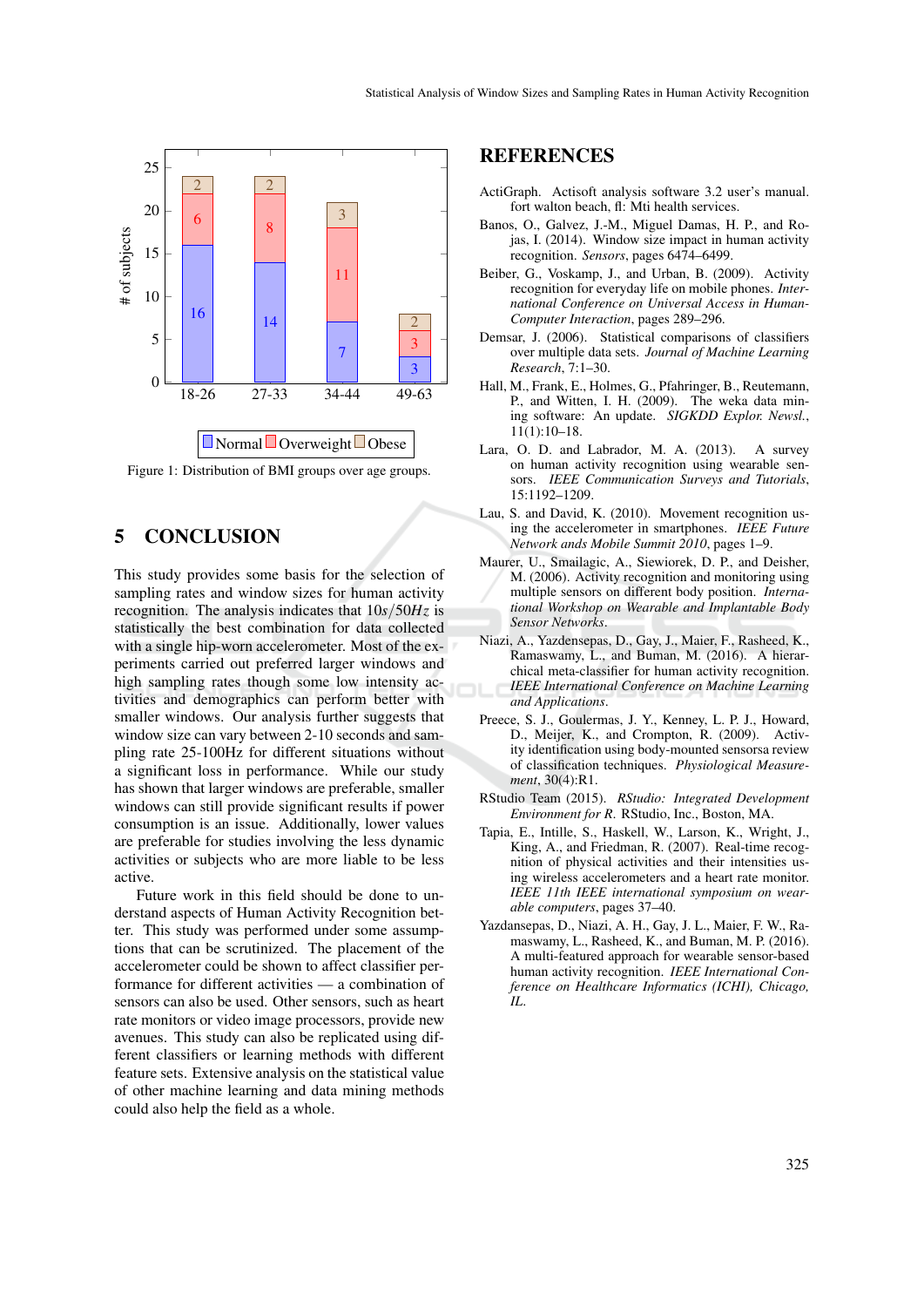25
20
15
10
5
0

# of subjects

18-26: 16, 6, 2
27-33: 14, 8, 2
34-44: 7, 11, 3
49-63: 3, 3, 2

Normal Overweight Obese

Figure 1: Distribution of BMI groups over age groups.

## 5 CONCLUSION

This study provides some basis for the selection of sampling rates and window sizes for human activity recognition. The analysis indicates that $10s/50Hz$ is statistically the best combination for data collected with a single hip-worn accelerometer. Most of the experiments carried out preferred larger windows and high sampling rates though some low intensity activities and demographics can perform better with smaller windows. Our analysis further suggests that window size can vary between 2-10 seconds and sampling rate 25-100Hz for different situations without a significant loss in performance. While our study has shown that larger windows are preferable, smaller windows can still provide significant results if power consumption is an issue. Additionally, lower values are preferable for studies involving the less dynamic activities or subjects who are more liable to be less active.

Future work in this field should be done to understand aspects of Human Activity Recognition better. This study was performed under some assumptions that can be scrutinized. The placement of the accelerometer could be shown to affect classifier performance for different activities — a combination of sensors can also be used. Other sensors, such as heart rate monitors or video image processors, provide new avenues. This study can also be replicated using different classifiers or learning methods with different feature sets. Extensive analysis on the statistical value of other machine learning and data mining methods could also help the field as a whole.

## REFERENCES

ActiGraph. Actisoft analysis software 3.2 user's manual. fort walton beach, fl: Mti health services.

Banos, O., Galvez, J.-M., Miguel Damas, H. P., and Rojas, I. (2014). Window size impact in human activity recognition. *Sensors*, pages 6474–6499.

Beiber, G., Voskamp, J., and Urban, B. (2009). Activity recognition for everyday life on mobile phones. *International Conference on Universal Access in Human-Computer Interaction*, pages 289–296.

Demsar, J. (2006). Statistical comparisons of classifiers over multiple data sets. *Journal of Machine Learning Research*, 7:1–30.

Hall, M., Frank, E., Holmes, G., Pfahringer, B., Reutemann, P., and Witten, I. H. (2009). The weka data mining software: An update. *SIGKDD Explor. Newsl.*, 11(1):10–18.

Lara, O. D. and Labrador, M. A. (2013). A survey on human activity recognition using wearable sensors. *IEEE Communication Surveys and Tutorials*, 15:1192–1209.

Lau, S. and David, K. (2010). Movement recognition using the accelerometer in smartphones. *IEEE Future Network ands Mobile Summit 2010*, pages 1–9.

Maurer, U., Smailagic, A., Siewiorek, D. P., and Deisher, M. (2006). Activity recognition and monitoring using multiple sensors on different body position. *International Workshop on Wearable and Implantable Body Sensor Networks*.

Niazi, A., Yazdensepas, D., Gay, J., Maier, F., Rasheed, K., Ramaswamy, L., and Buman, M. (2016). A hierarchical meta-classifier for human activity recognition. *IEEE International Conference on Machine Learning and Applications*.

Preece, S. J., Goulermas, J. Y., Kenney, L. P. J., Howard, D., Meijer, K., and Crompton, R. (2009). Activity identification using body-mounted sensorsa review of classification techniques. *Physiological Measurement*, 30(4):R1.

RStudio Team (2015). *RStudio: Integrated Development Environment for R*. RStudio, Inc., Boston, MA.

Tapia, E., Intille, S., Haskell, W., Larson, K., Wright, J., King, A., and Friedman, R. (2007). Real-time recognition of physical activities and their intensities using wireless accelerometers and a heart rate monitor. *IEEE 11th IEEE international symposium on wearable computers*, pages 37–40.

Yazdansepas, D., Niazi, A. H., Gay, J. L., Maier, F. W., Ramaswamy, L., Rasheed, K., and Buman, M. P. (2016). A multi-featured approach for wearable sensor-based human activity recognition. *IEEE International Conference on Healthcare Informatics (ICHI), Chicago, IL*.